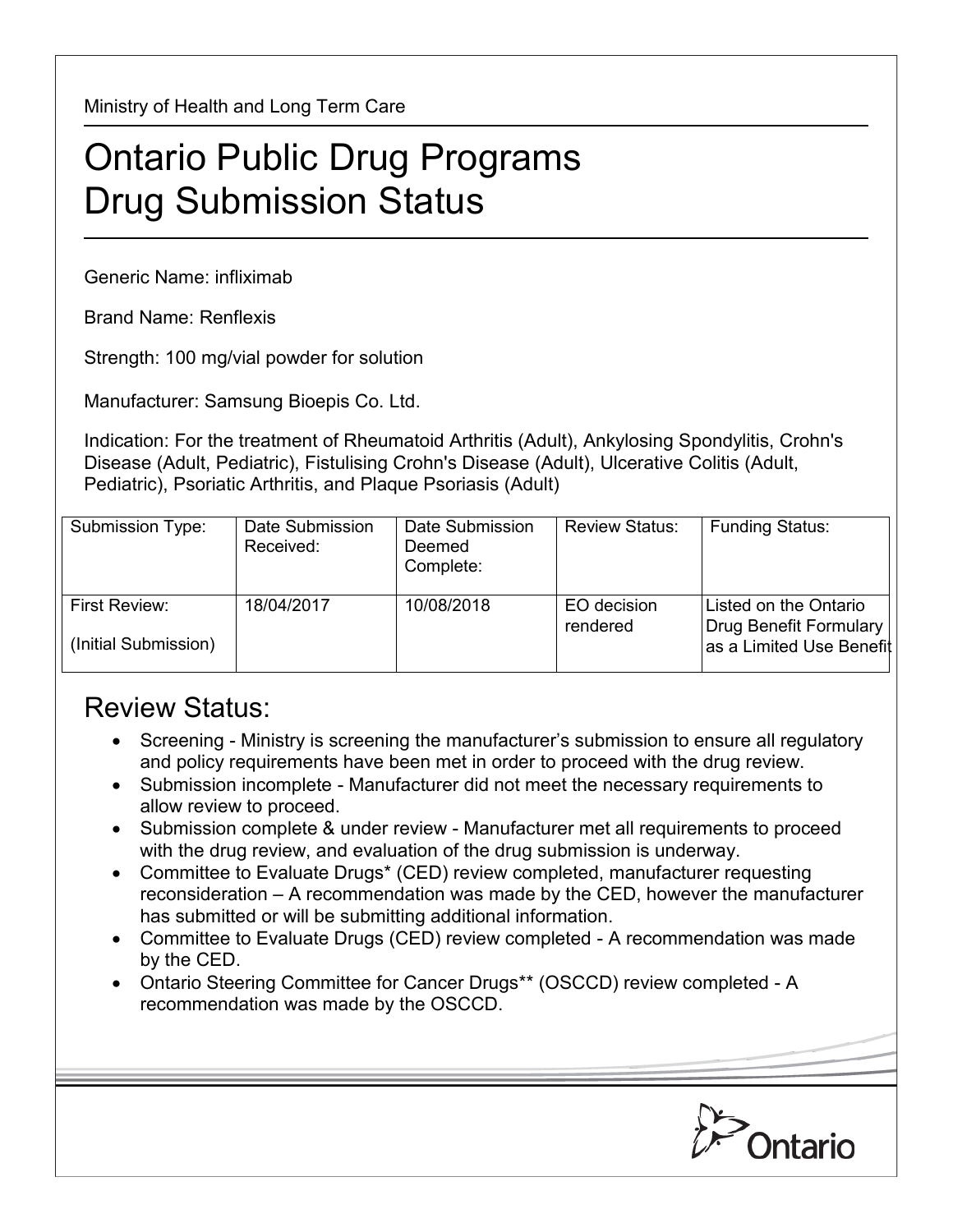Ministry of Health and Long Term Care

# Ontario Public Drug Programs
# Drug Submission Status

Generic Name: infliximab

Brand Name: Renflexis

Strength: 100 mg/vial powder for solution

Manufacturer: Samsung Bioepis Co. Ltd.

Indication: For the treatment of Rheumatoid Arthritis (Adult), Ankylosing Spondylitis, Crohn's Disease (Adult, Pediatric), Fistulising Crohn's Disease (Adult), Ulcerative Colitis (Adult, Pediatric), Psoriatic Arthritis, and Plaque Psoriasis (Adult)

| Submission Type: | Date Submission Received: | Date Submission Deemed Complete: | Review Status: | Funding Status: |
|---|---|---|---|---|
| First Review: (Initial Submission) | 18/04/2017 | 10/08/2018 | EO decision rendered | Listed on the Ontario Drug Benefit Formulary as a Limited Use Benefit |

## Review Status:

- Screening - Ministry is screening the manufacturer's submission to ensure all regulatory and policy requirements have been met in order to proceed with the drug review.
- Submission incomplete - Manufacturer did not meet the necessary requirements to allow review to proceed.
- Submission complete & under review - Manufacturer met all requirements to proceed with the drug review, and evaluation of the drug submission is underway.
- Committee to Evaluate Drugs* (CED) review completed, manufacturer requesting reconsideration – A recommendation was made by the CED, however the manufacturer has submitted or will be submitting additional information.
- Committee to Evaluate Drugs (CED) review completed - A recommendation was made by the CED.
- Ontario Steering Committee for Cancer Drugs** (OSCCD) review completed - A recommendation was made by the OSCCD.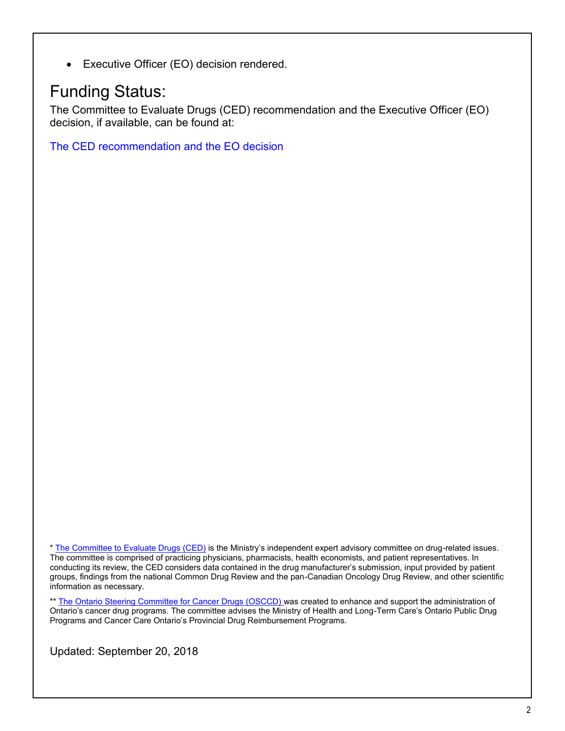- Executive Officer (EO) decision rendered.

## Funding Status:

The Committee to Evaluate Drugs (CED) recommendation and the Executive Officer (EO) decision, if available, can be found at:

The CED recommendation and the EO decision

* The Committee to Evaluate Drugs (CED) is the Ministry's independent expert advisory committee on drug-related issues. The committee is comprised of practicing physicians, pharmacists, health economists, and patient representatives. In conducting its review, the CED considers data contained in the drug manufacturer's submission, input provided by patient groups, findings from the national Common Drug Review and the pan-Canadian Oncology Drug Review, and other scientific information as necessary.

** The Ontario Steering Committee for Cancer Drugs (OSCCD) was created to enhance and support the administration of Ontario's cancer drug programs. The committee advises the Ministry of Health and Long-Term Care's Ontario Public Drug Programs and Cancer Care Ontario's Provincial Drug Reimbursement Programs.

Updated: September 20, 2018